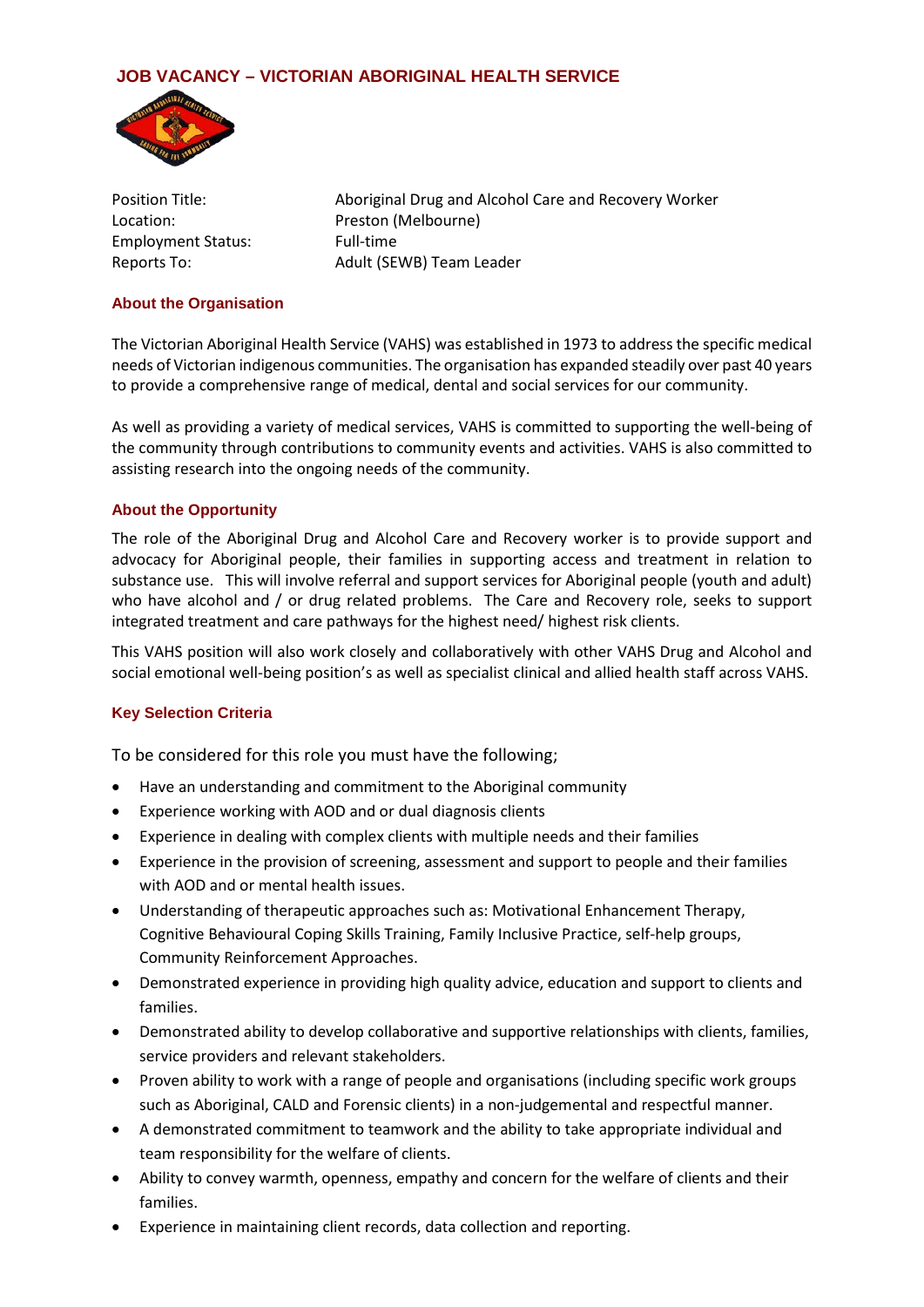# JOB VACANCY – VICTORIAN ABORIGINAL HEALTH SERVICE

| | |
|---|---|
| Position Title: | Aboriginal Drug and Alcohol Care and Recovery Worker |
| Location: | Preston (Melbourne) |
| Employment Status: | Full-time |
| Reports To: | Adult (SEWB) Team Leader |

## About the Organisation

The Victorian Aboriginal Health Service (VAHS) was established in 1973 to address the specific medical needs of Victorian indigenous communities. The organisation has expanded steadily over past 40 years to provide a comprehensive range of medical, dental and social services for our community.

As well as providing a variety of medical services, VAHS is committed to supporting the well-being of the community through contributions to community events and activities. VAHS is also committed to assisting research into the ongoing needs of the community.

## About the Opportunity

The role of the Aboriginal Drug and Alcohol Care and Recovery worker is to provide support and advocacy for Aboriginal people, their families in supporting access and treatment in relation to substance use. This will involve referral and support services for Aboriginal people (youth and adult) who have alcohol and / or drug related problems. The Care and Recovery role, seeks to support integrated treatment and care pathways for the highest need/ highest risk clients.

This VAHS position will also work closely and collaboratively with other VAHS Drug and Alcohol and social emotional well-being position's as well as specialist clinical and allied health staff across VAHS.

## Key Selection Criteria

To be considered for this role you must have the following;

- Have an understanding and commitment to the Aboriginal community
- Experience working with AOD and or dual diagnosis clients
- Experience in dealing with complex clients with multiple needs and their families
- Experience in the provision of screening, assessment and support to people and their families with AOD and or mental health issues.
- Understanding of therapeutic approaches such as: Motivational Enhancement Therapy, Cognitive Behavioural Coping Skills Training, Family Inclusive Practice, self-help groups, Community Reinforcement Approaches.
- Demonstrated experience in providing high quality advice, education and support to clients and families.
- Demonstrated ability to develop collaborative and supportive relationships with clients, families, service providers and relevant stakeholders.
- Proven ability to work with a range of people and organisations (including specific work groups such as Aboriginal, CALD and Forensic clients) in a non-judgemental and respectful manner.
- A demonstrated commitment to teamwork and the ability to take appropriate individual and team responsibility for the welfare of clients.
- Ability to convey warmth, openness, empathy and concern for the welfare of clients and their families.
- Experience in maintaining client records, data collection and reporting.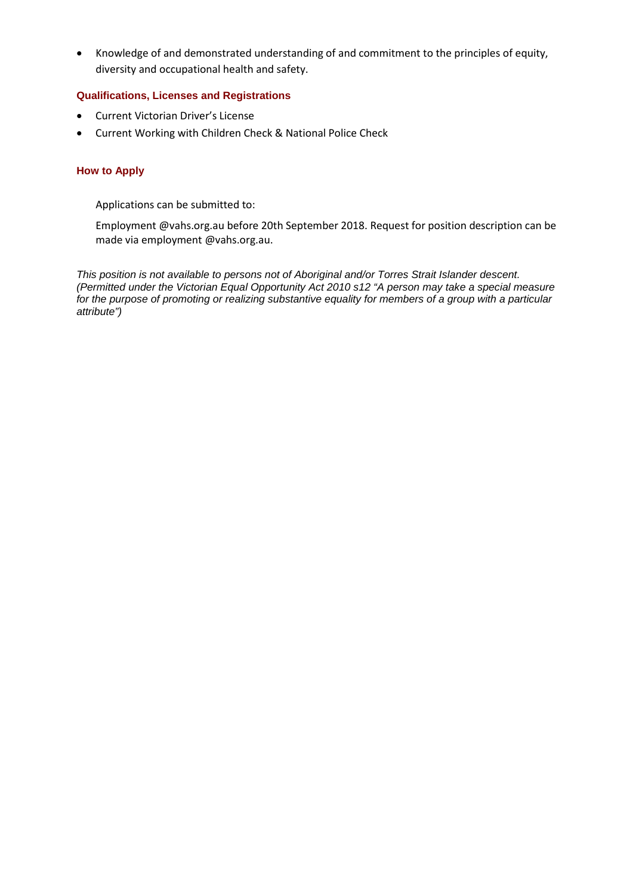- Knowledge of and demonstrated understanding of and commitment to the principles of equity, diversity and occupational health and safety.

### Qualifications, Licenses and Registrations

- Current Victorian Driver's License
- Current Working with Children Check & National Police Check

### How to Apply

Applications can be submitted to:

Employment @vahs.org.au before 20th September 2018. Request for position description can be made via employment @vahs.org.au.

*This position is not available to persons not of Aboriginal and/or Torres Strait Islander descent. (Permitted under the Victorian Equal Opportunity Act 2010 s12 "A person may take a special measure for the purpose of promoting or realizing substantive equality for members of a group with a particular attribute")*